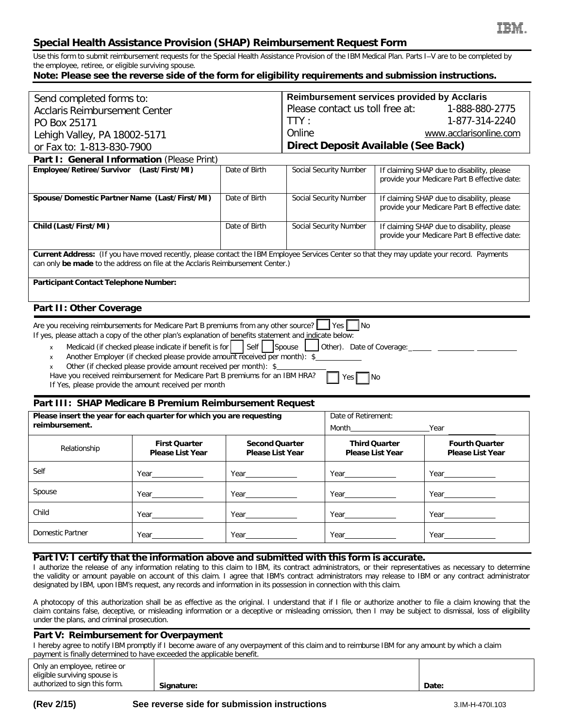IBM.

# Special Health Assistance Provision (SHAP) Reimbursement Request Form

Use this form to submit reimbursement requests for the Special Health Assistance Provision of the IBM Medical Plan. Parts I–V are to be completed by the employee, retiree, or eligible surviving spouse.

**Note: Please see the reverse side of the form for eligibility requirements and submission instructions.**

| Send completed forms to: | **Reimbursement services provided by Acclaris** |
|---|---|
| Acclaris Reimbursement Center | Please contact us toll free at: 1-888-880-2775 |
| PO Box 25171 | TTY : 1-877-314-2240 |
| Lehigh Valley, PA 18002-5171 | Online www.acclarisonline.com |
| or Fax to: 1-813-830-7900 | **Direct Deposit Available (See Back)** |

## Part I: General Information (Please Print)

| **Employee/Retiree/Survivor (Last/First/MI)** | Date of Birth | Social Security Number | If claiming SHAP due to disability, please provide your Medicare Part B effective date: |
|---|---|---|---|
| **Spouse/Domestic Partner Name (Last/First/MI)** | Date of Birth | Social Security Number | If claiming SHAP due to disability, please provide your Medicare Part B effective date: |
| **Child (Last/First/MI)** | Date of Birth | Social Security Number | If claiming SHAP due to disability, please provide your Medicare Part B effective date: |

**Current Address:** (If you have moved recently, please contact the IBM Employee Services Center so that they may update your record. Payments can only **be made** to the address on file at the Acclaris Reimbursement Center.)

**Participant Contact Telephone Number:**

## Part II: Other Coverage

Are you receiving reimbursements for Medicare Part B premiums from any other source? ☐ Yes ☐ No

If yes, please attach a copy of the other plan's explanation of benefits statement and indicate below:

- Medicaid (if checked please indicate if benefit is for ☐ Self ☐ Spouse ☐ Other). Date of Coverage: ______ ______ ______
- Another Employer (if checked please provide amount received per month): $__________
- Other (if checked please provide amount received per month): $__________

Have you received reimbursement for Medicare Part B premiums for an IBM HRA? ☐ Yes ☐ No

If Yes, please provide the amount received per month

## Part III: SHAP Medicare B Premium Reimbursement Request

**Please insert the year for each quarter for which you are requesting reimbursement.**

Date of Retirement: Month__________ Year__________

| Relationship | **First Quarter Please List Year** | **Second Quarter Please List Year** | **Third Quarter Please List Year** | **Fourth Quarter Please List Year** |
|---|---|---|---|---|
| Self | Year______ | Year______ | Year______ | Year______ |
| Spouse | Year______ | Year______ | Year______ | Year______ |
| Child | Year______ | Year______ | Year______ | Year______ |
| Domestic Partner | Year______ | Year______ | Year______ | Year______ |

## Part IV: I certify that the information above and submitted with this form is accurate.

I authorize the release of any information relating to this claim to IBM, its contract administrators, or their representatives as necessary to determine the validity or amount payable on account of this claim. I agree that IBM's contract administrators may release to IBM or any contract administrator designated by IBM, upon IBM's request, any records and information in its possession in connection with this claim.

A photocopy of this authorization shall be as effective as the original. I understand that if I file or authorize another to file a claim knowing that the claim contains false, deceptive, or misleading information or a deceptive or misleading omission, then I may be subject to dismissal, loss of eligibility under the plans, and criminal prosecution.

## Part V: Reimbursement for Overpayment

I hereby agree to notify IBM promptly if I become aware of any overpayment of this claim and to reimburse IBM for any amount by which a claim payment is finally determined to have exceeded the applicable benefit.

| Only an employee, retiree or eligible surviving spouse is authorized to sign this form. | **Signature:** | **Date:** |
|---|---|---|

**(Rev 2/15)** **See reverse side for submission instructions** 3.IM-H-470I.103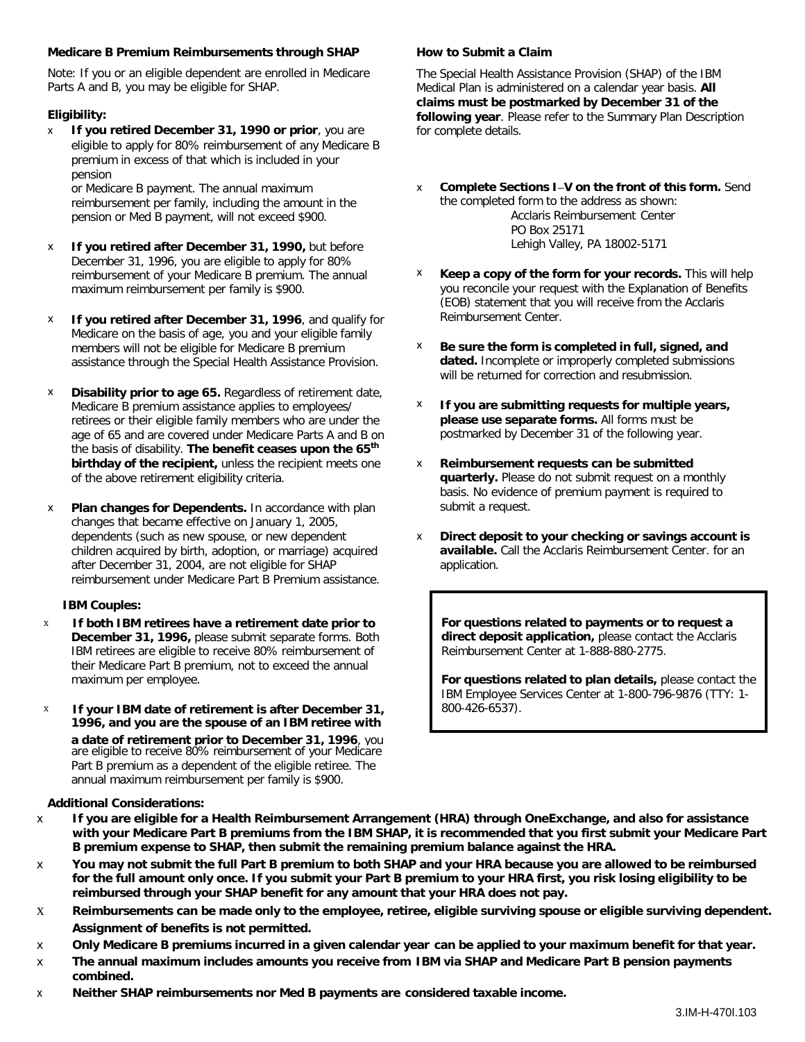### Medicare B Premium Reimbursements through SHAP

Note: If you or an eligible dependent are enrolled in Medicare Parts A and B, you may be eligible for SHAP.

**Eligibility:**

- **If you retired December 31, 1990 or prior**, you are eligible to apply for 80% reimbursement of any Medicare B premium in excess of that which is included in your pension or Medicare B payment. The annual maximum reimbursement per family, including the amount in the pension or Med B payment, will not exceed $900.
- **If you retired after December 31, 1990,** but before December 31, 1996, you are eligible to apply for 80% reimbursement of your Medicare B premium. The annual maximum reimbursement per family is $900.
- **If you retired after December 31, 1996**, and qualify for Medicare on the basis of age, you and your eligible family members will not be eligible for Medicare B premium assistance through the Special Health Assistance Provision.
- **Disability prior to age 65.** Regardless of retirement date, Medicare B premium assistance applies to employees/ retirees or their eligible family members who are under the age of 65 and are covered under Medicare Parts A and B on the basis of disability. **The benefit ceases upon the 65th birthday of the recipient,** unless the recipient meets one of the above retirement eligibility criteria.
- **Plan changes for Dependents.** In accordance with plan changes that became effective on January 1, 2005, dependents (such as new spouse, or new dependent children acquired by birth, adoption, or marriage) acquired after December 31, 2004, are not eligible for SHAP reimbursement under Medicare Part B Premium assistance.

**IBM Couples:**

- **If both IBM retirees have a retirement date prior to December 31, 1996,** please submit separate forms. Both IBM retirees are eligible to receive 80% reimbursement of their Medicare Part B premium, not to exceed the annual maximum per employee.
- **If your IBM date of retirement is after December 31, 1996, and you are the spouse of an IBM retiree with a date of retirement prior to December 31, 1996**, you are eligible to receive 80% reimbursement of your Medicare Part B premium as a dependent of the eligible retiree. The annual maximum reimbursement per family is $900.

### How to Submit a Claim

The Special Health Assistance Provision (SHAP) of the IBM Medical Plan is administered on a calendar year basis. **All claims must be postmarked by December 31 of the following year**. Please refer to the Summary Plan Description for complete details.

- **Complete Sections I–V on the front of this form.** Send the completed form to the address as shown:
  Acclaris Reimbursement Center
  PO Box 25171
  Lehigh Valley, PA 18002-5171
- **Keep a copy of the form for your records.** This will help you reconcile your request with the Explanation of Benefits (EOB) statement that you will receive from the Acclaris Reimbursement Center.
- **Be sure the form is completed in full, signed, and dated.** Incomplete or improperly completed submissions will be returned for correction and resubmission.
- **If you are submitting requests for multiple years, please use separate forms.** All forms must be postmarked by December 31 of the following year.
- **Reimbursement requests can be submitted quarterly.** Please do not submit request on a monthly basis. No evidence of premium payment is required to submit a request.
- **Direct deposit to your checking or savings account is available.** Call the Acclaris Reimbursement Center. for an application.

**For questions related to payments or to request a direct deposit application,** please contact the Acclaris Reimbursement Center at 1-888-880-2775.

**For questions related to plan details,** please contact the IBM Employee Services Center at 1-800-796-9876 (TTY: 1-800-426-6537).

**Additional Considerations:**

- **If you are eligible for a Health Reimbursement Arrangement (HRA) through OneExchange, and also for assistance with your Medicare Part B premiums from the IBM SHAP, it is recommended that you first submit your Medicare Part B premium expense to SHAP, then submit the remaining premium balance against the HRA.**
- **You may not submit the full Part B premium to both SHAP and your HRA because you are allowed to be reimbursed for the full amount only once. If you submit your Part B premium to your HRA first, you risk losing eligibility to be reimbursed through your SHAP benefit for any amount that your HRA does not pay.**
- **Reimbursements can be made only to the employee, retiree, eligible surviving spouse or eligible surviving dependent. Assignment of benefits is not permitted.**
- **Only Medicare B premiums incurred in a given calendar year can be applied to your maximum benefit for that year.**
- **The annual maximum includes amounts you receive from IBM via SHAP and Medicare Part B pension payments combined.**
- **Neither SHAP reimbursements nor Med B payments are considered taxable income.**

3.IM-H-470I.103